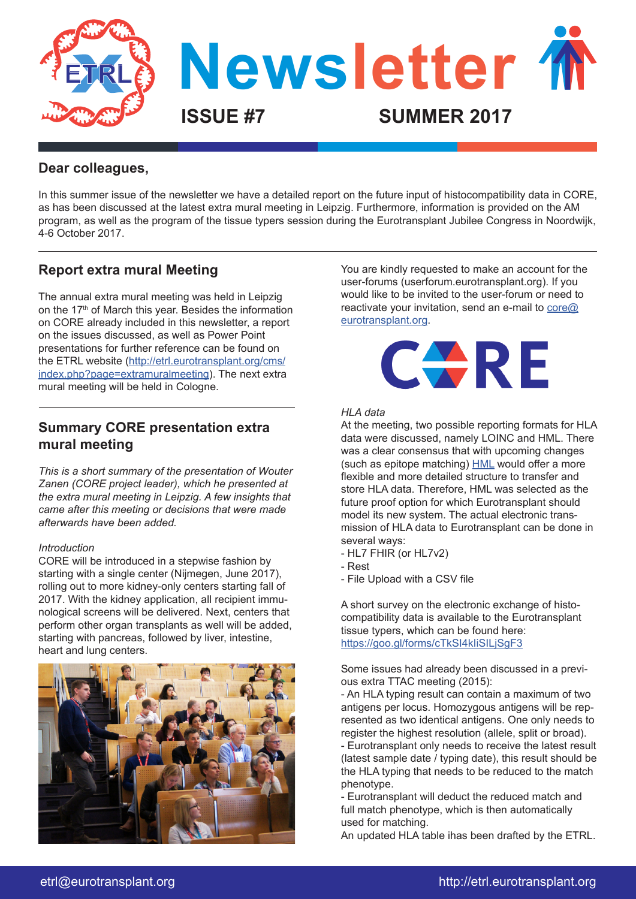# Newsletter

**ISSUE #7** **SUMMER 2017**

## Dear colleagues,

In this summer issue of the newsletter we have a detailed report on the future input of histocompatibility data in CORE, as has been discussed at the latest extra mural meeting in Leipzig. Furthermore, information is provided on the AM program, as well as the program of the tissue typers session during the Eurotransplant Jubilee Congress in Noordwijk, 4-6 October 2017.

## Report extra mural Meeting

The annual extra mural meeting was held in Leipzig on the 17th of March this year. Besides the information on CORE already included in this newsletter, a report on the issues discussed, as well as Power Point presentations for further reference can be found on the ETRL website (http://etrl.eurotransplant.org/cms/index.php?page=extramuralmeeting). The next extra mural meeting will be held in Cologne.

## Summary CORE presentation extra mural meeting

*This is a short summary of the presentation of Wouter Zanen (CORE project leader), which he presented at the extra mural meeting in Leipzig. A few insights that came after this meeting or decisions that were made afterwards have been added.*

*Introduction*

CORE will be introduced in a stepwise fashion by starting with a single center (Nijmegen, June 2017), rolling out to more kidney-only centers starting fall of 2017. With the kidney application, all recipient immunological screens will be delivered. Next, centers that perform other organ transplants as well will be added, starting with pancreas, followed by liver, intestine, heart and lung centers.

You are kindly requested to make an account for the user-forums (userforum.eurotransplant.org). If you would like to be invited to the user-forum or need to reactivate your invitation, send an e-mail to core@eurotransplant.org.

*HLA data*

At the meeting, two possible reporting formats for HLA data were discussed, namely LOINC and HML. There was a clear consensus that with upcoming changes (such as epitope matching) HML would offer a more flexible and more detailed structure to transfer and store HLA data. Therefore, HML was selected as the future proof option for which Eurotransplant should model its new system. The actual electronic transmission of HLA data to Eurotransplant can be done in several ways:

- HL7 FHIR (or HL7v2)
- Rest
- File Upload with a CSV file

A short survey on the electronic exchange of histocompatibility data is available to the Eurotransplant tissue typers, which can be found here: https://goo.gl/forms/cTkSI4kIiSILjSgF3

Some issues had already been discussed in a previous extra TTAC meeting (2015):

- An HLA typing result can contain a maximum of two antigens per locus. Homozygous antigens will be represented as two identical antigens. One only needs to register the highest resolution (allele, split or broad).
- Eurotransplant only needs to receive the latest result (latest sample date / typing date), this result should be the HLA typing that needs to be reduced to the match phenotype.
- Eurotransplant will deduct the reduced match and full match phenotype, which is then automatically used for matching.

An updated HLA table ihas been drafted by the ETRL.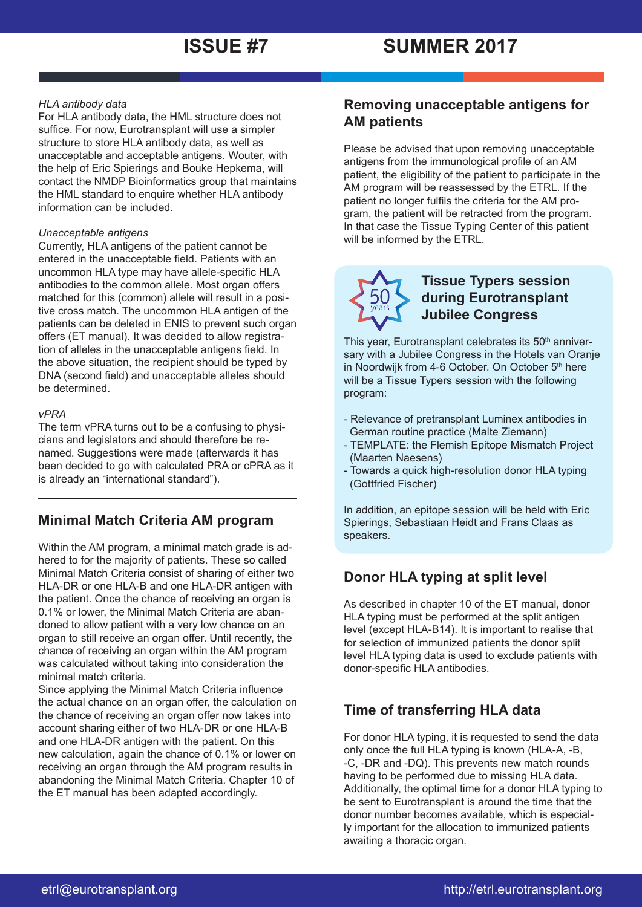*HLA antibody data*

For HLA antibody data, the HML structure does not suffice. For now, Eurotransplant will use a simpler structure to store HLA antibody data, as well as unacceptable and acceptable antigens. Wouter, with the help of Eric Spierings and Bouke Hepkema, will contact the NMDP Bioinformatics group that maintains the HML standard to enquire whether HLA antibody information can be included.

*Unacceptable antigens*

Currently, HLA antigens of the patient cannot be entered in the unacceptable field. Patients with an uncommon HLA type may have allele-specific HLA antibodies to the common allele. Most organ offers matched for this (common) allele will result in a positive cross match. The uncommon HLA antigen of the patients can be deleted in ENIS to prevent such organ offers (ET manual). It was decided to allow registration of alleles in the unacceptable antigens field. In the above situation, the recipient should be typed by DNA (second field) and unacceptable alleles should be determined.

*vPRA*

The term vPRA turns out to be a confusing to physicians and legislators and should therefore be renamed. Suggestions were made (afterwards it has been decided to go with calculated PRA or cPRA as it is already an “international standard”).

## Minimal Match Criteria AM program

Within the AM program, a minimal match grade is adhered to for the majority of patients. These so called Minimal Match Criteria consist of sharing of either two HLA-DR or one HLA-B and one HLA-DR antigen with the patient. Once the chance of receiving an organ is 0.1% or lower, the Minimal Match Criteria are abandoned to allow patient with a very low chance on an organ to still receive an organ offer. Until recently, the chance of receiving an organ within the AM program was calculated without taking into consideration the minimal match criteria.
Since applying the Minimal Match Criteria influence the actual chance on an organ offer, the calculation on the chance of receiving an organ offer now takes into account sharing either of two HLA-DR or one HLA-B and one HLA-DR antigen with the patient. On this new calculation, again the chance of 0.1% or lower on receiving an organ through the AM program results in abandoning the Minimal Match Criteria. Chapter 10 of the ET manual has been adapted accordingly.

## Removing unacceptable antigens for AM patients

Please be advised that upon removing unacceptable antigens from the immunological profile of an AM patient, the eligibility of the patient to participate in the AM program will be reassessed by the ETRL. If the patient no longer fulfils the criteria for the AM program, the patient will be retracted from the program. In that case the Tissue Typing Center of this patient will be informed by the ETRL.

## Tissue Typers session during Eurotransplant Jubilee Congress

This year, Eurotransplant celebrates its 50th anniversary with a Jubilee Congress in the Hotels van Oranje in Noordwijk from 4-6 October. On October 5th here will be a Tissue Typers session with the following program:

- Relevance of pretransplant Luminex antibodies in German routine practice (Malte Ziemann)
- TEMPLATE: the Flemish Epitope Mismatch Project (Maarten Naesens)
- Towards a quick high-resolution donor HLA typing (Gottfried Fischer)

In addition, an epitope session will be held with Eric Spierings, Sebastiaan Heidt and Frans Claas as speakers.

## Donor HLA typing at split level

As described in chapter 10 of the ET manual, donor HLA typing must be performed at the split antigen level (except HLA-B14). It is important to realise that for selection of immunized patients the donor split level HLA typing data is used to exclude patients with donor-specific HLA antibodies.

## Time of transferring HLA data

For donor HLA typing, it is requested to send the data only once the full HLA typing is known (HLA-A, -B, -C, -DR and -DQ). This prevents new match rounds having to be performed due to missing HLA data. Additionally, the optimal time for a donor HLA typing to be sent to Eurotransplant is around the time that the donor number becomes available, which is especially important for the allocation to immunized patients awaiting a thoracic organ.